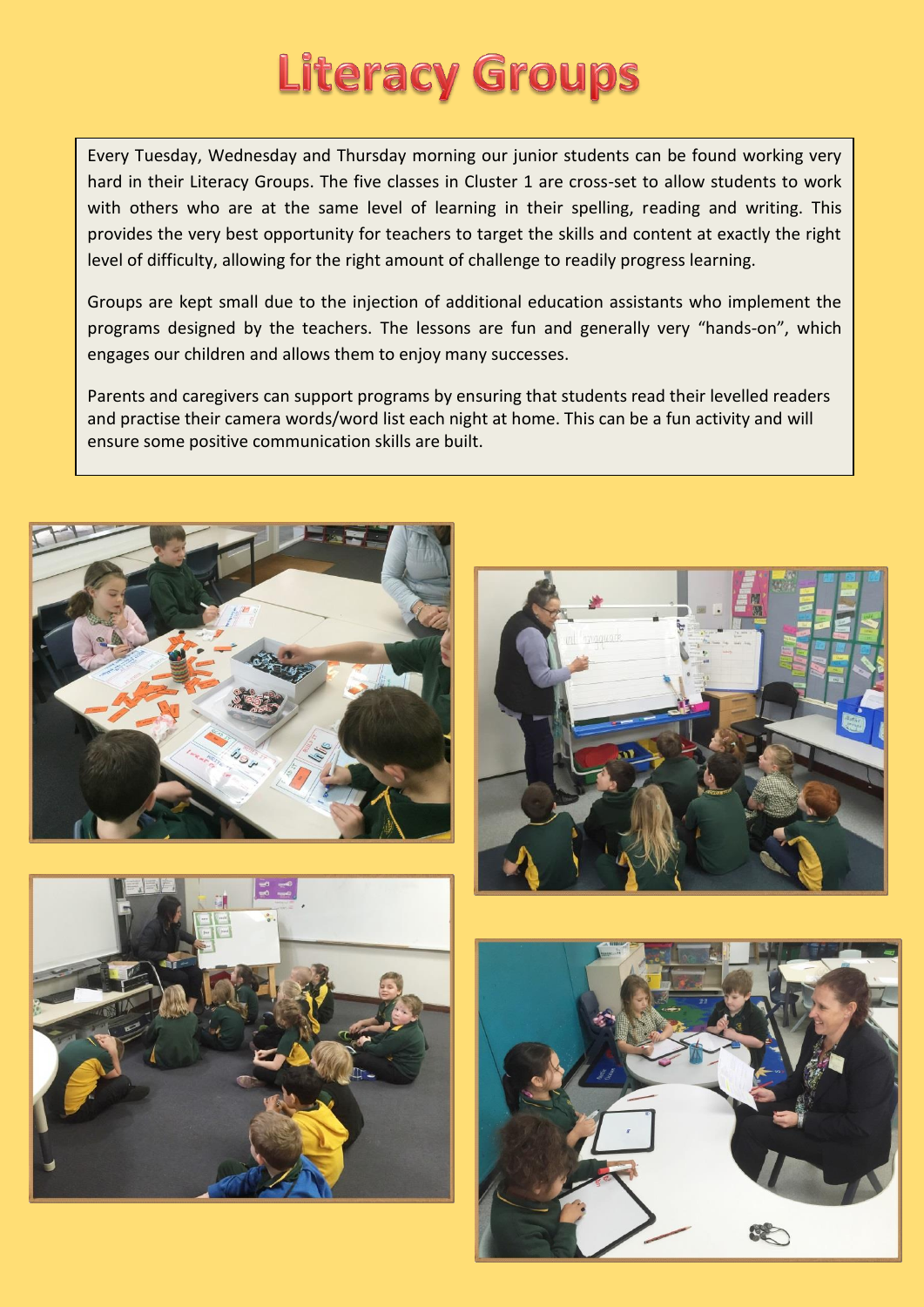# Literacy Groups

Every Tuesday, Wednesday and Thursday morning our junior students can be found working very hard in their Literacy Groups. The five classes in Cluster 1 are cross-set to allow students to work with others who are at the same level of learning in their spelling, reading and writing. This provides the very best opportunity for teachers to target the skills and content at exactly the right level of difficulty, allowing for the right amount of challenge to readily progress learning.

Groups are kept small due to the injection of additional education assistants who implement the programs designed by the teachers. The lessons are fun and generally very "hands-on", which engages our children and allows them to enjoy many successes.

Parents and caregivers can support programs by ensuring that students read their levelled readers and practise their camera words/word list each night at home. This can be a fun activity and will ensure some positive communication skills are built.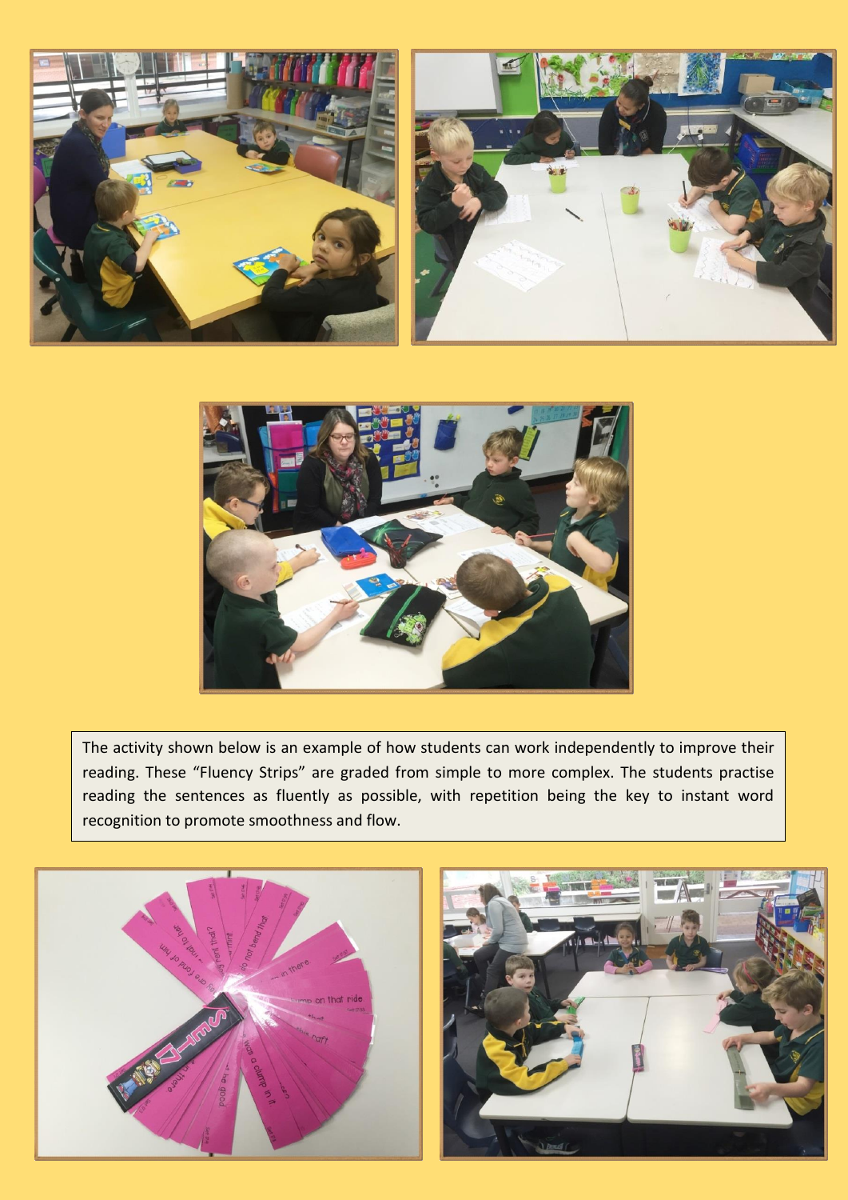The activity shown below is an example of how students can work independently to improve their reading. These “Fluency Strips” are graded from simple to more complex. The students practise reading the sentences as fluently as possible, with repetition being the key to instant word recognition to promote smoothness and flow.